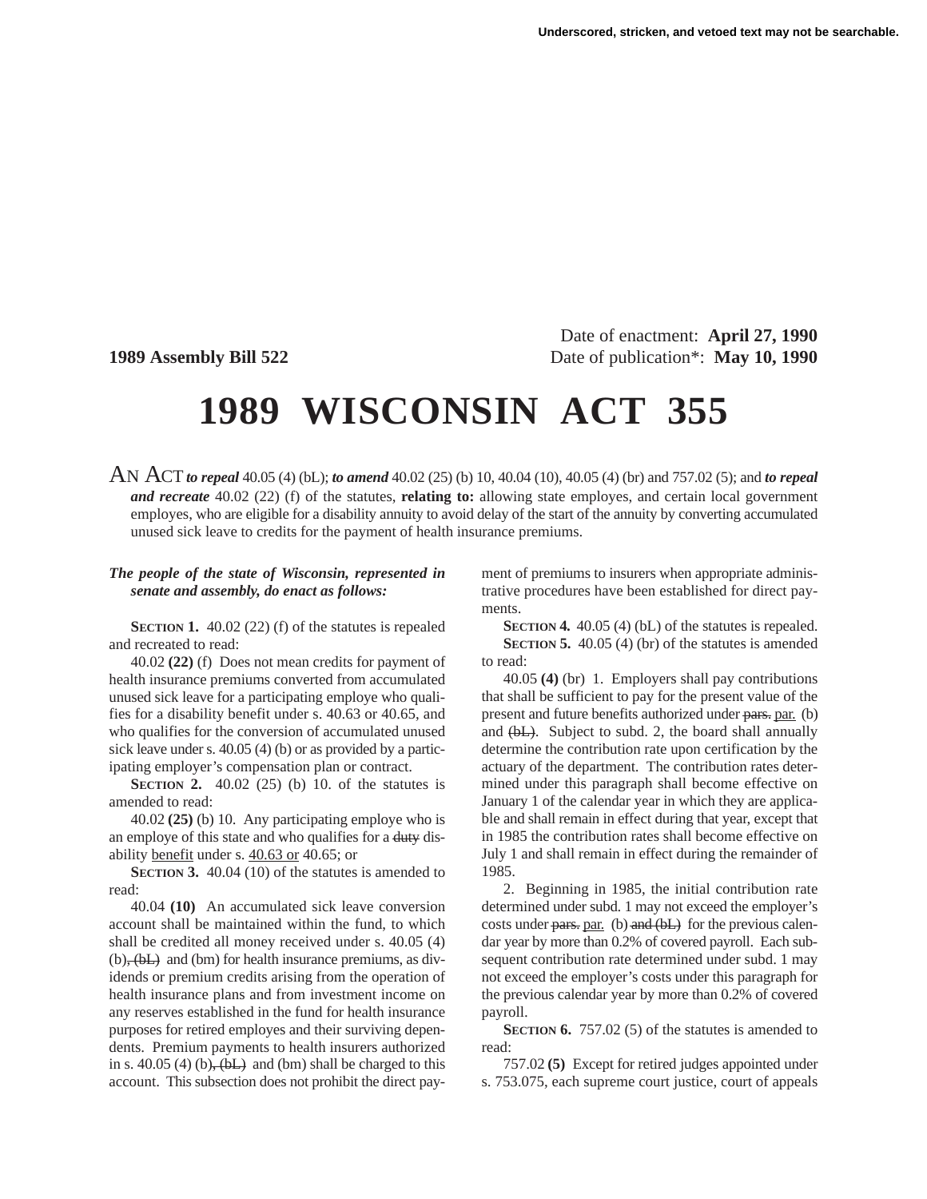Underscored, stricken, and vetoed text may not be searchable.

Date of enactment: **April 27, 1990**

**1989 Assembly Bill 522** Date of publication\*: **May 10, 1990**

# 1989 WISCONSIN ACT 355

AN ACT ***to repeal*** 40.05 (4) (bL); ***to amend*** 40.02 (25) (b) 10, 40.04 (10), 40.05 (4) (br) and 757.02 (5); and ***to repeal and recreate*** 40.02 (22) (f) of the statutes, **relating to:** allowing state employes, and certain local government employes, who are eligible for a disability annuity to avoid delay of the start of the annuity by converting accumulated unused sick leave to credits for the payment of health insurance premiums.

***The people of the state of Wisconsin, represented in senate and assembly, do enact as follows:***

**SECTION 1.** 40.02 (22) (f) of the statutes is repealed and recreated to read:

40.02 **(22)** (f) Does not mean credits for payment of health insurance premiums converted from accumulated unused sick leave for a participating employe who qualifies for a disability benefit under s. 40.63 or 40.65, and who qualifies for the conversion of accumulated unused sick leave under s. 40.05 (4) (b) or as provided by a participating employer's compensation plan or contract.

**SECTION 2.** 40.02 (25) (b) 10. of the statutes is amended to read:

40.02 **(25)** (b) 10. Any participating employe who is an employe of this state and who qualifies for a ~~duty~~ disability <u>benefit</u> under s. <u>40.63 or</u> 40.65; or

**SECTION 3.** 40.04 (10) of the statutes is amended to read:

40.04 **(10)** An accumulated sick leave conversion account shall be maintained within the fund, to which shall be credited all money received under s. 40.05 (4) (b)~~, (bL)~~ and (bm) for health insurance premiums, as dividends or premium credits arising from the operation of health insurance plans and from investment income on any reserves established in the fund for health insurance purposes for retired employes and their surviving dependents. Premium payments to health insurers authorized in s. 40.05 (4) (b)~~, (bL)~~ and (bm) shall be charged to this account. This subsection does not prohibit the direct payment of premiums to insurers when appropriate administrative procedures have been established for direct payments.

**SECTION 4.** 40.05 (4) (bL) of the statutes is repealed.

**SECTION 5.** 40.05 (4) (br) of the statutes is amended to read:

40.05 **(4)** (br) 1. Employers shall pay contributions that shall be sufficient to pay for the present value of the present and future benefits authorized under ~~pars.~~ <u>par.</u> (b) and ~~(bL)~~. Subject to subd. 2, the board shall annually determine the contribution rate upon certification by the actuary of the department. The contribution rates determined under this paragraph shall become effective on January 1 of the calendar year in which they are applicable and shall remain in effect during that year, except that in 1985 the contribution rates shall become effective on July 1 and shall remain in effect during the remainder of 1985.

2. Beginning in 1985, the initial contribution rate determined under subd. 1 may not exceed the employer's costs under ~~pars.~~ <u>par.</u> (b) ~~and (bL)~~ for the previous calendar year by more than 0.2% of covered payroll. Each subsequent contribution rate determined under subd. 1 may not exceed the employer's costs under this paragraph for the previous calendar year by more than 0.2% of covered payroll.

**SECTION 6.** 757.02 (5) of the statutes is amended to read:

757.02 **(5)** Except for retired judges appointed under s. 753.075, each supreme court justice, court of appeals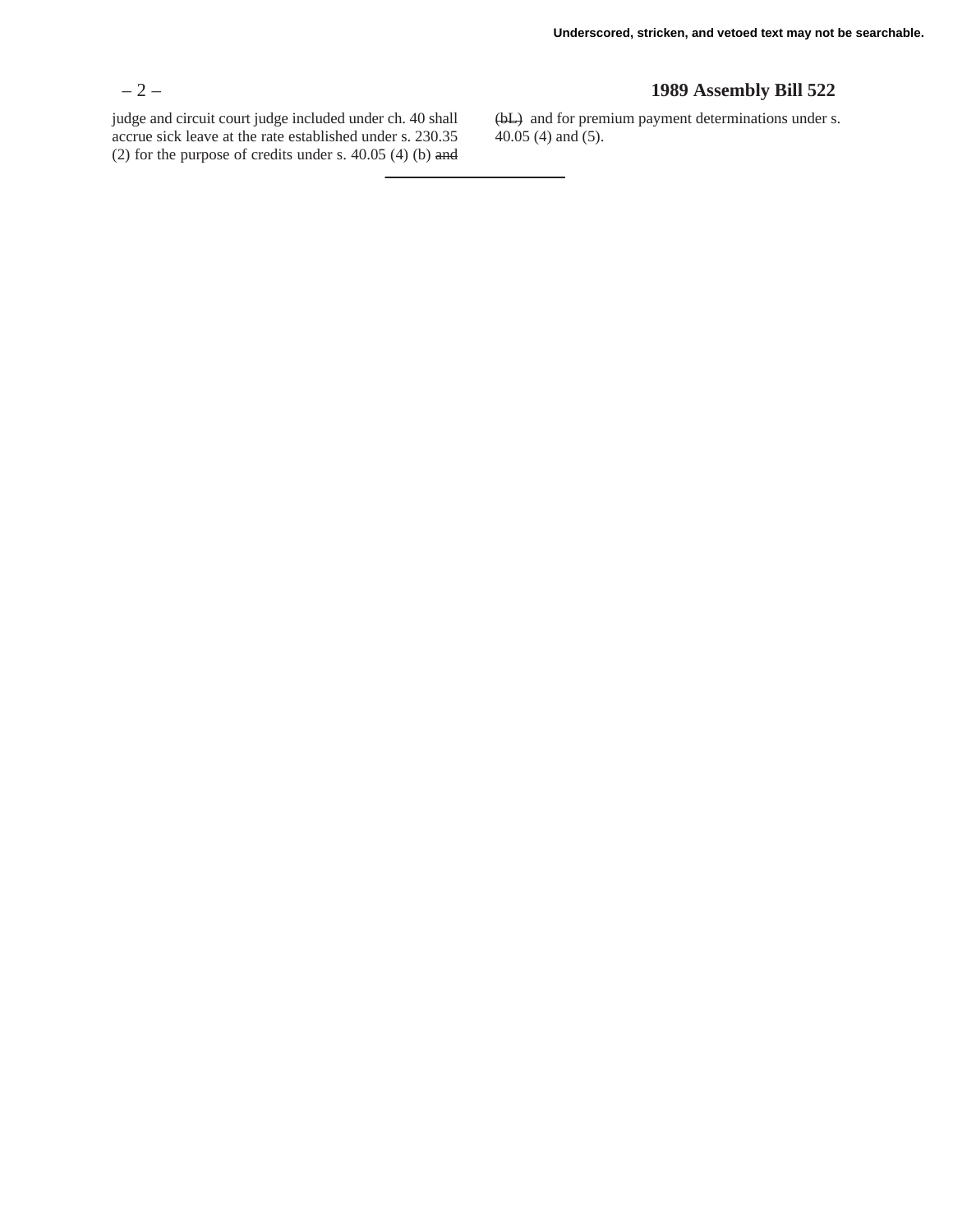judge and circuit court judge included under ch. 40 shall accrue sick leave at the rate established under s. 230.35 (2) for the purpose of credits under s. 40.05 (4) (b) ~~and (bL)~~ and for premium payment determinations under s. 40.05 (4) and (5).